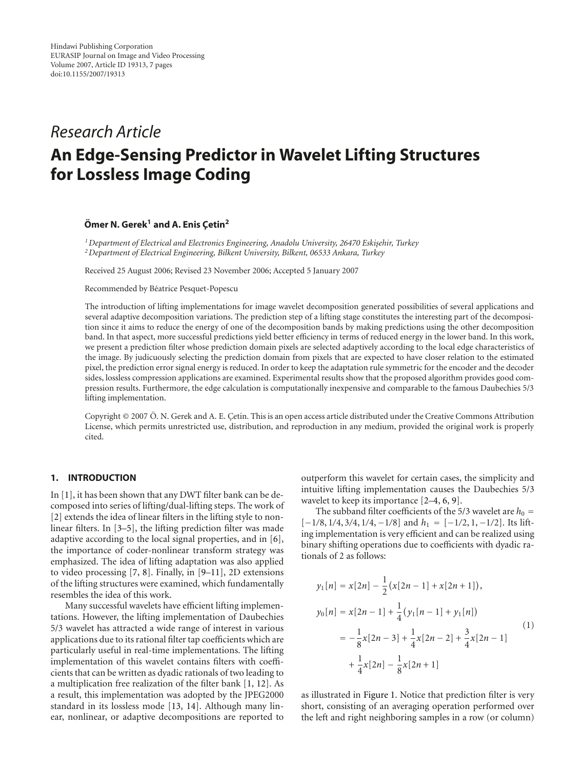Research Article

# An Edge-Sensing Predictor in Wavelet Lifting Structures for Lossless Image Coding

**Ömer N. Gerek[1] and A. Enis Çetin[2]**

*[1] Department of Electrical and Electronics Engineering, Anadolu University, 26470 Eskişehir, Turkey*
*[2] Department of Electrical Engineering, Bilkent University, Bilkent, 06533 Ankara, Turkey*

Received 25 August 2006; Revised 23 November 2006; Accepted 5 January 2007

Recommended by Béatrice Pesquet-Popescu

The introduction of lifting implementations for image wavelet decomposition generated possibilities of several applications and several adaptive decomposition variations. The prediction step of a lifting stage constitutes the interesting part of the decomposition since it aims to reduce the energy of one of the decomposition bands by making predictions using the other decomposition band. In that aspect, more successful predictions yield better efficiency in terms of reduced energy in the lower band. In this work, we present a prediction filter whose prediction domain pixels are selected adaptively according to the local edge characteristics of the image. By judiciously selecting the prediction domain from pixels that are expected to have closer relation to the estimated pixel, the prediction error signal energy is reduced. In order to keep the adaptation rule symmetric for the encoder and the decoder sides, lossless compression applications are examined. Experimental results show that the proposed algorithm provides good compression results. Furthermore, the edge calculation is computationally inexpensive and comparable to the famous Daubechies 5/3 lifting implementation.

Copyright © 2007 Ö. N. Gerek and A. E. Çetin. This is an open access article distributed under the Creative Commons Attribution License, which permits unrestricted use, distribution, and reproduction in any medium, provided the original work is properly cited.

## 1. INTRODUCTION

In [1], it has been shown that any DWT filter bank can be decomposed into series of lifting/dual-lifting steps. The work of [2] extends the idea of linear filters in the lifting style to nonlinear filters. In [3–5], the lifting prediction filter was made adaptive according to the local signal properties, and in [6], the importance of coder-nonlinear transform strategy was emphasized. The idea of lifting adaptation was also applied to video processing [7, 8]. Finally, in [9–11], 2D extensions of the lifting structures were examined, which fundamentally resembles the idea of this work.

Many successful wavelets have efficient lifting implementations. However, the lifting implementation of Daubechies 5/3 wavelet has attracted a wide range of interest in various applications due to its rational filter tap coefficients which are particularly useful in real-time implementations. The lifting implementation of this wavelet contains filters with coefficients that can be written as dyadic rationals of two leading to a multiplication free realization of the filter bank [1, 12]. As a result, this implementation was adopted by the JPEG2000 standard in its lossless mode [13, 14]. Although many linear, nonlinear, or adaptive decompositions are reported to outperform this wavelet for certain cases, the simplicity and intuitive lifting implementation causes the Daubechies 5/3 wavelet to keep its importance [2–4, 6, 9].

The subband filter coefficients of the 5/3 wavelet are $h_0 = [-1/8, 1/4, 3/4, 1/4, -1/8]$ and $h_1 = [-1/2, 1, -1/2]$. Its lifting implementation is very efficient and can be realized using binary shifting operations due to coefficients with dyadic rationals of 2 as follows:

$$
\begin{aligned}
y_1[n] &= x[2n] - \frac{1}{2}\big(x[2n-1] + x[2n+1]\big), \\
y_0[n] &= x[2n-1] + \frac{1}{4}\big(y_1[n-1] + y_1[n]\big) \\
&= -\frac{1}{8}x[2n-3] + \frac{1}{4}x[2n-2] + \frac{3}{4}x[2n-1] \\
&\quad + \frac{1}{4}x[2n] - \frac{1}{8}x[2n+1]
\end{aligned}
\tag{1}
$$

as illustrated in Figure 1. Notice that prediction filter is very short, consisting of an averaging operation performed over the left and right neighboring samples in a row (or column)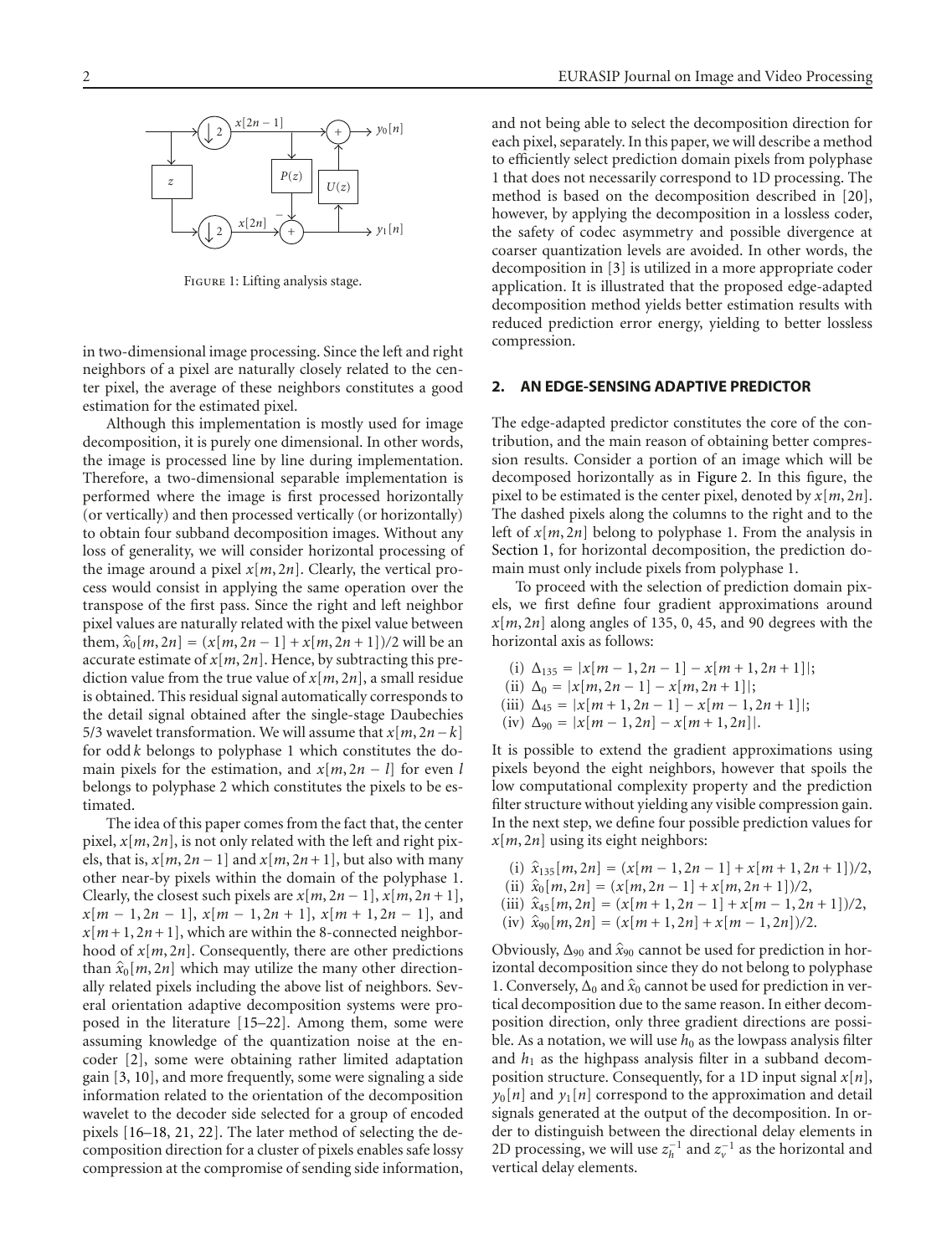Figure 1: Lifting analysis stage.

in two-dimensional image processing. Since the left and right neighbors of a pixel are naturally closely related to the center pixel, the average of these neighbors constitutes a good estimation for the estimated pixel.

Although this implementation is mostly used for image decomposition, it is purely one dimensional. In other words, the image is processed line by line during implementation. Therefore, a two-dimensional separable implementation is performed where the image is first processed horizontally (or vertically) and then processed vertically (or horizontally) to obtain four subband decomposition images. Without any loss of generality, we will consider horizontal processing of the image around a pixel $x[m, 2n]$. Clearly, the vertical process would consist in applying the same operation over the transpose of the first pass. Since the right and left neighbor pixel values are naturally related with the pixel value between them, $\hat{x}_0[m, 2n] = (x[m, 2n-1] + x[m, 2n+1])/2$ will be an accurate estimate of $x[m, 2n]$. Hence, by subtracting this prediction value from the true value of $x[m, 2n]$, a small residue is obtained. This residual signal automatically corresponds to the detail signal obtained after the single-stage Daubechies 5/3 wavelet transformation. We will assume that $x[m, 2n-k]$ for odd $k$ belongs to polyphase 1 which constitutes the domain pixels for the estimation, and $x[m, 2n-l]$ for even $l$ belongs to polyphase 2 which constitutes the pixels to be estimated.

The idea of this paper comes from the fact that, the center pixel, $x[m, 2n]$, is not only related with the left and right pixels, that is, $x[m, 2n-1]$ and $x[m, 2n+1]$, but also with many other near-by pixels within the domain of the polyphase 1. Clearly, the closest such pixels are $x[m, 2n-1]$, $x[m, 2n+1]$, $x[m-1, 2n-1]$, $x[m-1, 2n+1]$, $x[m+1, 2n-1]$, and $x[m+1, 2n+1]$, which are within the 8-connected neighborhood of $x[m, 2n]$. Consequently, there are other predictions than $\hat{x}_0[m, 2n]$ which may utilize the many other directionally related pixels including the above list of neighbors. Several orientation adaptive decomposition systems were proposed in the literature [15–22]. Among them, some were assuming knowledge of the quantization noise at the encoder [2], some were obtaining rather limited adaptation gain [3, 10], and more frequently, some were signaling a side information related to the orientation of the decomposition wavelet to the decoder side selected for a group of encoded pixels [16–18, 21, 22]. The later method of selecting the decomposition direction for a cluster of pixels enables safe lossy compression at the compromise of sending side information, and not being able to select the decomposition direction for each pixel, separately. In this paper, we will describe a method to efficiently select prediction domain pixels from polyphase 1 that does not necessarily correspond to 1D processing. The method is based on the decomposition described in [20], however, by applying the decomposition in a lossless coder, the safety of codec asymmetry and possible divergence at coarser quantization levels are avoided. In other words, the decomposition in [3] is utilized in a more appropriate coder application. It is illustrated that the proposed edge-adapted decomposition method yields better estimation results with reduced prediction error energy, yielding to better lossless compression.

## 2. AN EDGE-SENSING ADAPTIVE PREDICTOR

The edge-adapted predictor constitutes the core of the contribution, and the main reason of obtaining better compression results. Consider a portion of an image which will be decomposed horizontally as in Figure 2. In this figure, the pixel to be estimated is the center pixel, denoted by $x[m, 2n]$. The dashed pixels along the columns to the right and to the left of $x[m, 2n]$ belong to polyphase 1. From the analysis in Section 1, for horizontal decomposition, the prediction domain must only include pixels from polyphase 1.

To proceed with the selection of prediction domain pixels, we first define four gradient approximations around $x[m, 2n]$ along angles of 135, 0, 45, and 90 degrees with the horizontal axis as follows:

(i) $\Delta_{135} = |x[m-1, 2n-1] - x[m+1, 2n+1]|$;
(ii) $\Delta_0 = |x[m, 2n-1] - x[m, 2n+1]|$;
(iii) $\Delta_{45} = |x[m+1, 2n-1] - x[m-1, 2n+1]|$;
(iv) $\Delta_{90} = |x[m-1, 2n] - x[m+1, 2n]|$.

It is possible to extend the gradient approximations using pixels beyond the eight neighbors, however that spoils the low computational complexity property and the prediction filter structure without yielding any visible compression gain. In the next step, we define four possible prediction values for $x[m, 2n]$ using its eight neighbors:

(i) $\hat{x}_{135}[m, 2n] = (x[m-1, 2n-1] + x[m+1, 2n+1])/2$,
(ii) $\hat{x}_0[m, 2n] = (x[m, 2n-1] + x[m, 2n+1])/2$,
(iii) $\hat{x}_{45}[m, 2n] = (x[m+1, 2n-1] + x[m-1, 2n+1])/2$,
(iv) $\hat{x}_{90}[m, 2n] = (x[m+1, 2n] + x[m-1, 2n])/2$.

Obviously, $\Delta_{90}$ and $\hat{x}_{90}$ cannot be used for prediction in horizontal decomposition since they do not belong to polyphase 1. Conversely, $\Delta_0$ and $\hat{x}_0$ cannot be used for prediction in vertical decomposition due to the same reason. In either decomposition direction, only three gradient directions are possible. As a notation, we will use $h_0$ as the lowpass analysis filter and $h_1$ as the highpass analysis filter in a subband decomposition structure. Consequently, for a 1D input signal $x[n]$, $y_0[n]$ and $y_1[n]$ correspond to the approximation and detail signals generated at the output of the decomposition. In order to distinguish between the directional delay elements in 2D processing, we will use $z_h^{-1}$ and $z_v^{-1}$ as the horizontal and vertical delay elements.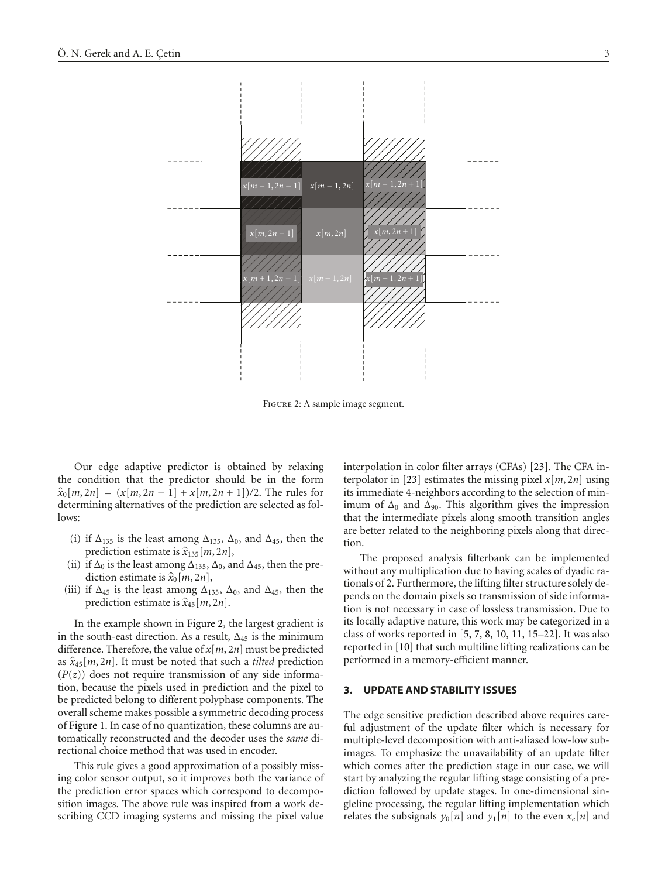Figure 2: A sample image segment.

Our edge adaptive predictor is obtained by relaxing the condition that the predictor should be in the form $\hat{x}_0[m,2n] = (x[m,2n-1] + x[m,2n+1])/2$. The rules for determining alternatives of the prediction are selected as follows:

(i) if $\Delta_{135}$ is the least among $\Delta_{135}$, $\Delta_0$, and $\Delta_{45}$, then the prediction estimate is $\hat{x}_{135}[m,2n]$,

(ii) if $\Delta_0$ is the least among $\Delta_{135}$, $\Delta_0$, and $\Delta_{45}$, then the prediction estimate is $\hat{x}_0[m,2n]$,

(iii) if $\Delta_{45}$ is the least among $\Delta_{135}$, $\Delta_0$, and $\Delta_{45}$, then the prediction estimate is $\hat{x}_{45}[m,2n]$.

In the example shown in Figure 2, the largest gradient is in the south-east direction. As a result, $\Delta_{45}$ is the minimum difference. Therefore, the value of $x[m,2n]$ must be predicted as $\hat{x}_{45}[m,2n]$. It must be noted that such a *tilted* prediction ($P(z)$) does not require transmission of any side information, because the pixels used in prediction and the pixel to be predicted belong to different polyphase components. The overall scheme makes possible a symmetric decoding process of Figure 1. In case of no quantization, these columns are automatically reconstructed and the decoder uses the *same* directional choice method that was used in encoder.

This rule gives a good approximation of a possibly missing color sensor output, so it improves both the variance of the prediction error spaces which correspond to decomposition images. The above rule was inspired from a work describing CCD imaging systems and missing the pixel value interpolation in color filter arrays (CFAs) [23]. The CFA interpolator in [23] estimates the missing pixel $x[m,2n]$ using its immediate 4-neighbors according to the selection of minimum of $\Delta_0$ and $\Delta_{90}$. This algorithm gives the impression that the intermediate pixels along smooth transition angles are better related to the neighboring pixels along that direction.

The proposed analysis filterbank can be implemented without any multiplication due to having scales of dyadic rationals of 2. Furthermore, the lifting filter structure solely depends on the domain pixels so transmission of side information is not necessary in case of lossless transmission. Due to its locally adaptive nature, this work may be categorized in a class of works reported in [5, 7, 8, 10, 11, 15–22]. It was also reported in [10] that such multiline lifting realizations can be performed in a memory-efficient manner.

## 3. UPDATE AND STABILITY ISSUES

The edge sensitive prediction described above requires careful adjustment of the update filter which is necessary for multiple-level decomposition with anti-aliased low-low subimages. To emphasize the unavailability of an update filter which comes after the prediction stage in our case, we will start by analyzing the regular lifting stage consisting of a prediction followed by update stages. In one-dimensional singleline processing, the regular lifting implementation which relates the subsignals $y_0[n]$ and $y_1[n]$ to the even $x_e[n]$ and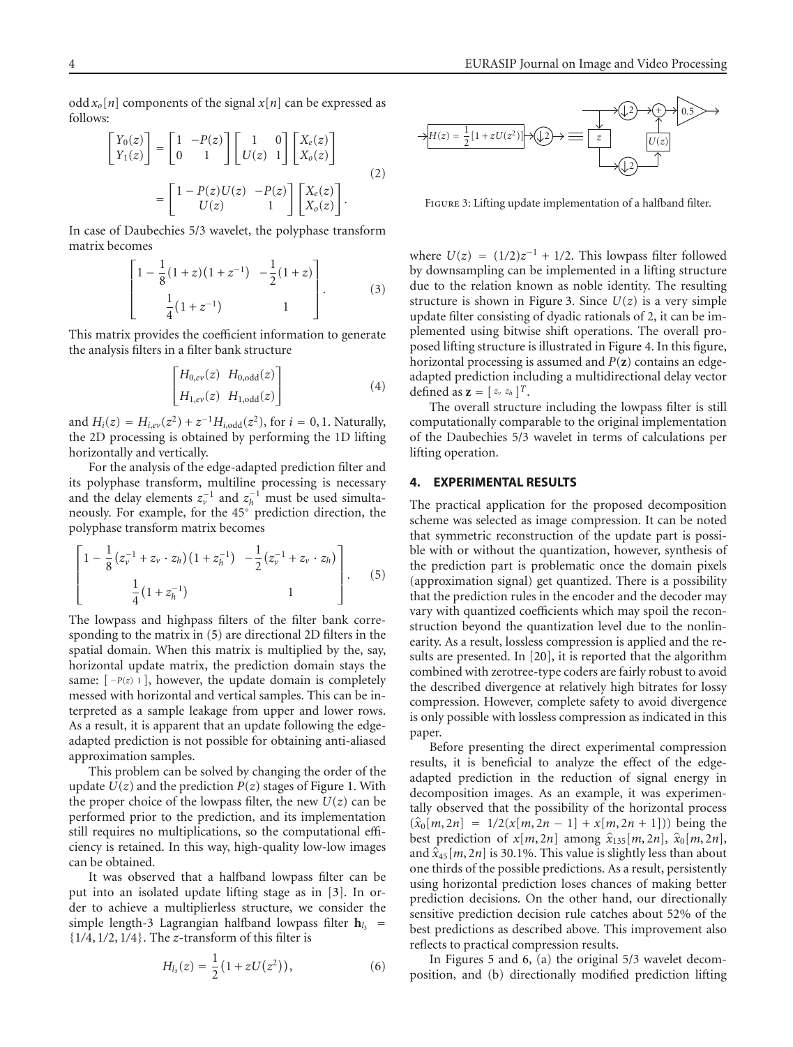odd $x_o[n]$ components of the signal $x[n]$ can be expressed as follows:

$$\begin{bmatrix} Y_0(z) \\ Y_1(z) \end{bmatrix} = \begin{bmatrix} 1 & -P(z) \\ 0 & 1 \end{bmatrix} \begin{bmatrix} 1 & 0 \\ U(z) & 1 \end{bmatrix} \begin{bmatrix} X_e(z) \\ X_o(z) \end{bmatrix} = \begin{bmatrix} 1 - P(z)U(z) & -P(z) \\ U(z) & 1 \end{bmatrix} \begin{bmatrix} X_e(z) \\ X_o(z) \end{bmatrix}. \tag{2}$$

In case of Daubechies 5/3 wavelet, the polyphase transform matrix becomes

$$\begin{bmatrix} 1 - \frac{1}{8}(1+z)(1+z^{-1}) & -\frac{1}{2}(1+z) \\ \frac{1}{4}(1+z^{-1}) & 1 \end{bmatrix}. \tag{3}$$

This matrix provides the coefficient information to generate the analysis filters in a filter bank structure

$$\begin{bmatrix} H_{0,ev}(z) & H_{0,\text{odd}}(z) \\ H_{1,ev}(z) & H_{1,\text{odd}}(z) \end{bmatrix} \tag{4}$$

and $H_i(z) = H_{i,ev}(z^2) + z^{-1}H_{i,\text{odd}}(z^2)$, for $i = 0, 1$. Naturally, the 2D processing is obtained by performing the 1D lifting horizontally and vertically.

For the analysis of the edge-adapted prediction filter and its polyphase transform, multiline processing is necessary and the delay elements $z_v^{-1}$ and $z_h^{-1}$ must be used simultaneously. For example, for the 45° prediction direction, the polyphase transform matrix becomes

$$\begin{bmatrix} 1 - \frac{1}{8}(z_v^{-1} + z_v \cdot z_h)(1 + z_h^{-1}) & -\frac{1}{2}(z_v^{-1} + z_v \cdot z_h) \\ \frac{1}{4}(1 + z_h^{-1}) & 1 \end{bmatrix}. \tag{5}$$

The lowpass and highpass filters of the filter bank corresponding to the matrix in (5) are directional 2D filters in the spatial domain. When this matrix is multiplied by the, say, horizontal update matrix, the prediction domain stays the same: $[\, -P(z) \;\; 1 \,]$, however, the update domain is completely messed with horizontal and vertical samples. This can be interpreted as a sample leakage from upper and lower rows. As a result, it is apparent that an update following the edge-adapted prediction is not possible for obtaining anti-aliased approximation samples.

This problem can be solved by changing the order of the update $U(z)$ and the prediction $P(z)$ stages of Figure 1. With the proper choice of the lowpass filter, the new $U(z)$ can be performed prior to the prediction, and its implementation still requires no multiplications, so the computational efficiency is retained. In this way, high-quality low-low images can be obtained.

It was observed that a halfband lowpass filter can be put into an isolated update lifting stage as in [3]. In order to achieve a multiplierless structure, we consider the simple length-3 Lagrangian halfband lowpass filter $\mathbf{h}_{l_3} = \{1/4, 1/2, 1/4\}$. The $z$-transform of this filter is

$$H_{l_3}(z) = \frac{1}{2}\left(1 + zU(z^2)\right), \tag{6}$$

Figure 3: Lifting update implementation of a halfband filter.

where $U(z) = (1/2)z^{-1} + 1/2$. This lowpass filter followed by downsampling can be implemented in a lifting structure due to the relation known as noble identity. The resulting structure is shown in Figure 3. Since $U(z)$ is a very simple update filter consisting of dyadic rationals of 2, it can be implemented using bitwise shift operations. The overall proposed lifting structure is illustrated in Figure 4. In this figure, horizontal processing is assumed and $P(\mathbf{z})$ contains an edge-adapted prediction including a multidirectional delay vector defined as $\mathbf{z} = [\, z_v \;\; z_h \,]^T$.

The overall structure including the lowpass filter is still computationally comparable to the original implementation of the Daubechies 5/3 wavelet in terms of calculations per lifting operation.

## 4. EXPERIMENTAL RESULTS

The practical application for the proposed decomposition scheme was selected as image compression. It can be noted that symmetric reconstruction of the update part is possible with or without the quantization, however, synthesis of the prediction part is problematic once the domain pixels (approximation signal) get quantized. There is a possibility that the prediction rules in the encoder and the decoder may vary with quantized coefficients which may spoil the reconstruction beyond the quantization level due to the nonlinearity. As a result, lossless compression is applied and the results are presented. In [20], it is reported that the algorithm combined with zerotree-type coders are fairly robust to avoid the described divergence at relatively high bitrates for lossy compression. However, complete safety to avoid divergence is only possible with lossless compression as indicated in this paper.

Before presenting the direct experimental compression results, it is beneficial to analyze the effect of the edge-adapted prediction in the reduction of signal energy in decomposition images. As an example, it was experimentally observed that the possibility of the horizontal process ($\hat{x}_0[m, 2n] = 1/2(x[m, 2n-1] + x[m, 2n+1])$) being the best prediction of $x[m, 2n]$ among $\hat{x}_{135}[m, 2n]$, $\hat{x}_0[m, 2n]$, and $\hat{x}_{45}[m, 2n]$ is 30.1%. This value is slightly less than about one thirds of the possible predictions. As a result, persistently using horizontal prediction loses chances of making better prediction decisions. On the other hand, our directionally sensitive prediction decision rule catches about 52% of the best predictions as described above. This improvement also reflects to practical compression results.

In Figures 5 and 6, (a) the original 5/3 wavelet decomposition, and (b) directionally modified prediction lifting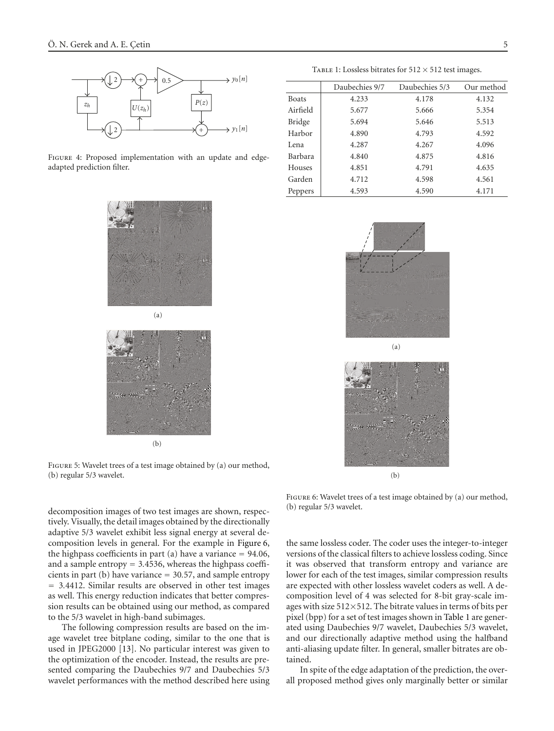Figure 4: Proposed implementation with an update and edge-adapted prediction filter.

Table 1: Lossless bitrates for $512 \times 512$ test images.

| | Daubechies 9/7 | Daubechies 5/3 | Our method |
|---|---|---|---|
| Boats | 4.233 | 4.178 | 4.132 |
| Airfield | 5.677 | 5.666 | 5.354 |
| Bridge | 5.694 | 5.646 | 5.513 |
| Harbor | 4.890 | 4.793 | 4.592 |
| Lena | 4.287 | 4.267 | 4.096 |
| Barbara | 4.840 | 4.875 | 4.816 |
| Houses | 4.851 | 4.791 | 4.635 |
| Garden | 4.712 | 4.598 | 4.561 |
| Peppers | 4.593 | 4.590 | 4.171 |

Figure 5: Wavelet trees of a test image obtained by (a) our method, (b) regular 5/3 wavelet.

Figure 6: Wavelet trees of a test image obtained by (a) our method, (b) regular 5/3 wavelet.

decomposition images of two test images are shown, respectively. Visually, the detail images obtained by the directionally adaptive 5/3 wavelet exhibit less signal energy at several decomposition levels in general. For the example in Figure 6, the highpass coefficients in part (a) have a variance = 94.06, and a sample entropy = 3.4536, whereas the highpass coefficients in part (b) have variance = 30.57, and sample entropy = 3.4412. Similar results are observed in other test images as well. This energy reduction indicates that better compression results can be obtained using our method, as compared to the 5/3 wavelet in high-band subimages.

The following compression results are based on the image wavelet tree bitplane coding, similar to the one that is used in JPEG2000 [13]. No particular interest was given to the optimization of the encoder. Instead, the results are presented comparing the Daubechies 9/7 and Daubechies 5/3 wavelet performances with the method described here using the same lossless coder. The coder uses the integer-to-integer versions of the classical filters to achieve lossless coding. Since it was observed that transform entropy and variance are lower for each of the test images, similar compression results are expected with other lossless wavelet coders as well. A decomposition level of 4 was selected for 8-bit gray-scale images with size $512 \times 512$. The bitrate values in terms of bits per pixel (bpp) for a set of test images shown in Table 1 are generated using Daubechies 9/7 wavelet, Daubechies 5/3 wavelet, and our directionally adaptive method using the halfband anti-aliasing update filter. In general, smaller bitrates are obtained.

In spite of the edge adaptation of the prediction, the overall proposed method gives only marginally better or similar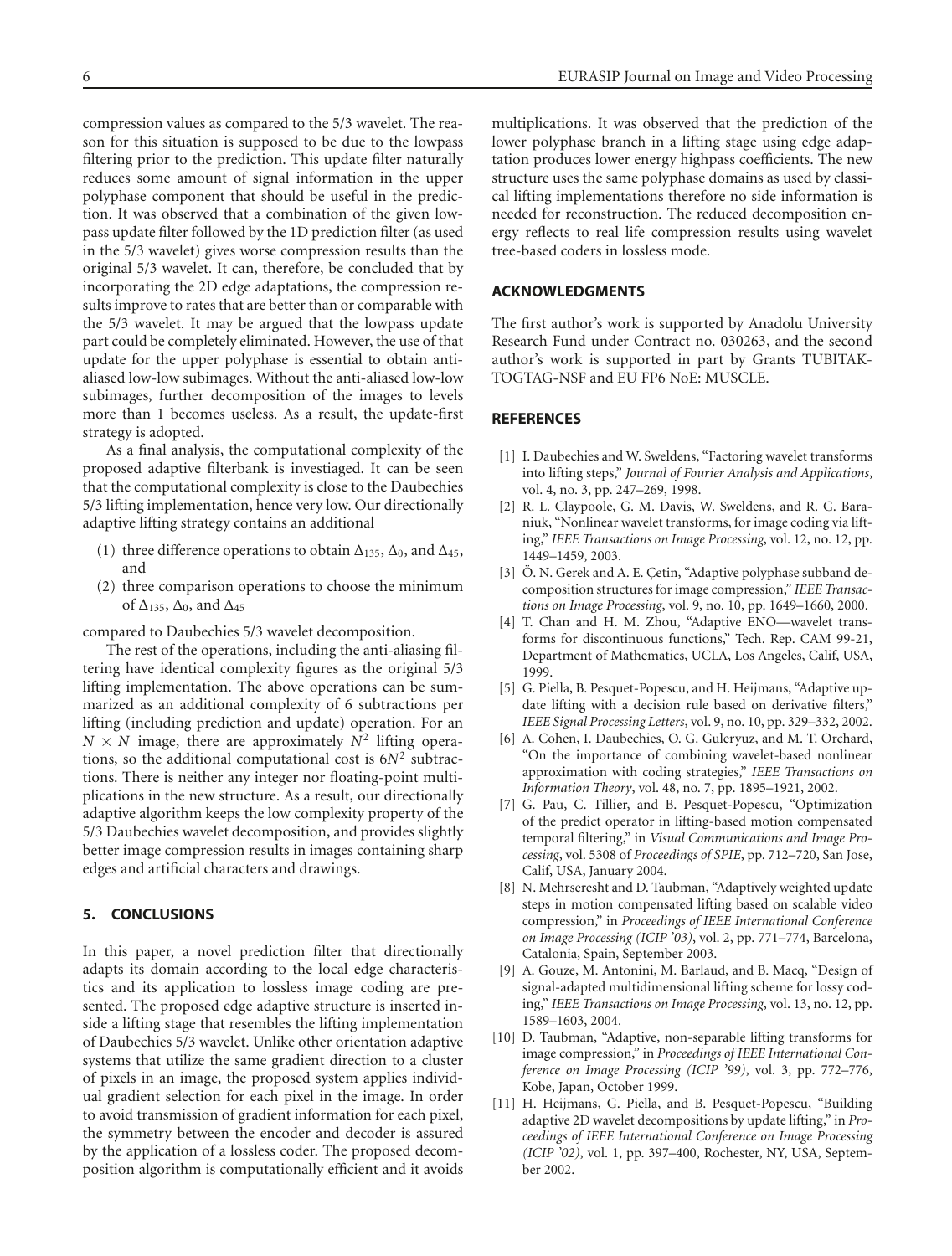compression values as compared to the 5/3 wavelet. The reason for this situation is supposed to be due to the lowpass filtering prior to the prediction. This update filter naturally reduces some amount of signal information in the upper polyphase component that should be useful in the prediction. It was observed that a combination of the given lowpass update filter followed by the 1D prediction filter (as used in the 5/3 wavelet) gives worse compression results than the original 5/3 wavelet. It can, therefore, be concluded that by incorporating the 2D edge adaptations, the compression results improve to rates that are better than or comparable with the 5/3 wavelet. It may be argued that the lowpass update part could be completely eliminated. However, the use of that update for the upper polyphase is essential to obtain anti-aliased low-low subimages. Without the anti-aliased low-low subimages, further decomposition of the images to levels more than 1 becomes useless. As a result, the update-first strategy is adopted.

As a final analysis, the computational complexity of the proposed adaptive filterbank is investiaged. It can be seen that the computational complexity is close to the Daubechies 5/3 lifting implementation, hence very low. Our directionally adaptive lifting strategy contains an additional

(1) three difference operations to obtain $\Delta_{135}$, $\Delta_0$, and $\Delta_{45}$, and

(2) three comparison operations to choose the minimum of $\Delta_{135}$, $\Delta_0$, and $\Delta_{45}$

compared to Daubechies 5/3 wavelet decomposition.

The rest of the operations, including the anti-aliasing filtering have identical complexity figures as the original 5/3 lifting implementation. The above operations can be summarized as an additional complexity of 6 subtractions per lifting (including prediction and update) operation. For an $N \times N$ image, there are approximately $N^2$ lifting operations, so the additional computational cost is $6N^2$ subtractions. There is neither any integer nor floating-point multiplications in the new structure. As a result, our directionally adaptive algorithm keeps the low complexity property of the 5/3 Daubechies wavelet decomposition, and provides slightly better image compression results in images containing sharp edges and artificial characters and drawings.

## 5. CONCLUSIONS

In this paper, a novel prediction filter that directionally adapts its domain according to the local edge characteristics and its application to lossless image coding are presented. The proposed edge adaptive structure is inserted inside a lifting stage that resembles the lifting implementation of Daubechies 5/3 wavelet. Unlike other orientation adaptive systems that utilize the same gradient direction to a cluster of pixels in an image, the proposed system applies individual gradient selection for each pixel in the image. In order to avoid transmission of gradient information for each pixel, the symmetry between the encoder and decoder is assured by the application of a lossless coder. The proposed decomposition algorithm is computationally efficient and it avoids multiplications. It was observed that the prediction of the lower polyphase branch in a lifting stage using edge adaptation produces lower energy highpass coefficients. The new structure uses the same polyphase domains as used by classical lifting implementations therefore no side information is needed for reconstruction. The reduced decomposition energy reflects to real life compression results using wavelet tree-based coders in lossless mode.

## ACKNOWLEDGMENTS

The first author's work is supported by Anadolu University Research Fund under Contract no. 030263, and the second author's work is supported in part by Grants TUBITAK-TOGTAG-NSF and EU FP6 NoE: MUSCLE.

## REFERENCES

[1] I. Daubechies and W. Sweldens, "Factoring wavelet transforms into lifting steps," *Journal of Fourier Analysis and Applications*, vol. 4, no. 3, pp. 247–269, 1998.

[2] R. L. Claypoole, G. M. Davis, W. Sweldens, and R. G. Baraniuk, "Nonlinear wavelet transforms, for image coding via lifting," *IEEE Transactions on Image Processing*, vol. 12, no. 12, pp. 1449–1459, 2003.

[3] Ö. N. Gerek and A. E. Çetin, "Adaptive polyphase subband decomposition structures for image compression," *IEEE Transactions on Image Processing*, vol. 9, no. 10, pp. 1649–1660, 2000.

[4] T. Chan and H. M. Zhou, "Adaptive ENO—wavelet transforms for discontinuous functions," Tech. Rep. CAM 99-21, Department of Mathematics, UCLA, Los Angeles, Calif, USA, 1999.

[5] G. Piella, B. Pesquet-Popescu, and H. Heijmans, "Adaptive update lifting with a decision rule based on derivative filters," *IEEE Signal Processing Letters*, vol. 9, no. 10, pp. 329–332, 2002.

[6] A. Cohen, I. Daubechies, O. G. Guleryuz, and M. T. Orchard, "On the importance of combining wavelet-based nonlinear approximation with coding strategies," *IEEE Transactions on Information Theory*, vol. 48, no. 7, pp. 1895–1921, 2002.

[7] G. Pau, C. Tillier, and B. Pesquet-Popescu, "Optimization of the predict operator in lifting-based motion compensated temporal filtering," in *Visual Communications and Image Processing*, vol. 5308 of *Proceedings of SPIE*, pp. 712–720, San Jose, Calif, USA, January 2004.

[8] N. Mehrseresht and D. Taubman, "Adaptively weighted update steps in motion compensated lifting based on scalable video compression," in *Proceedings of IEEE International Conference on Image Processing (ICIP '03)*, vol. 2, pp. 771–774, Barcelona, Catalonia, Spain, September 2003.

[9] A. Gouze, M. Antonini, M. Barlaud, and B. Macq, "Design of signal-adapted multidimensional lifting scheme for lossy coding," *IEEE Transactions on Image Processing*, vol. 13, no. 12, pp. 1589–1603, 2004.

[10] D. Taubman, "Adaptive, non-separable lifting transforms for image compression," in *Proceedings of IEEE International Conference on Image Processing (ICIP '99)*, vol. 3, pp. 772–776, Kobe, Japan, October 1999.

[11] H. Heijmans, G. Piella, and B. Pesquet-Popescu, "Building adaptive 2D wavelet decompositions by update lifting," in *Proceedings of IEEE International Conference on Image Processing (ICIP '02)*, vol. 1, pp. 397–400, Rochester, NY, USA, September 2002.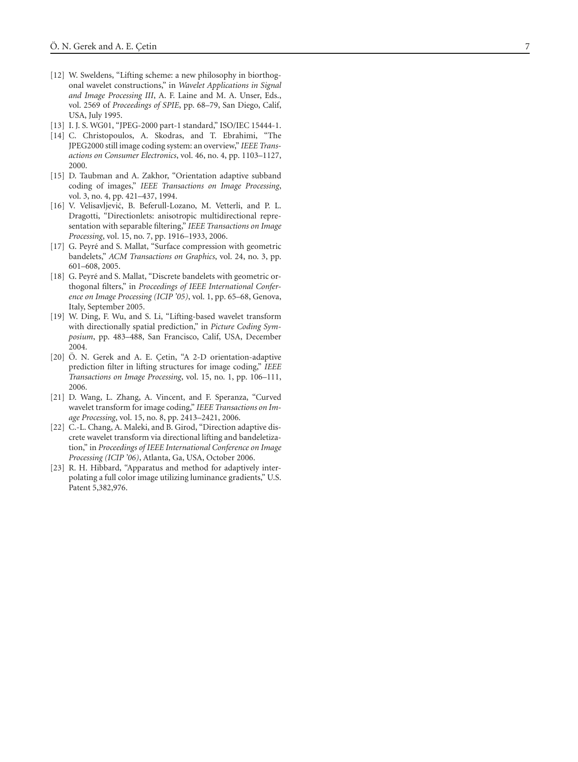[12] W. Sweldens, "Lifting scheme: a new philosophy in biorthogonal wavelet constructions," in *Wavelet Applications in Signal and Image Processing III*, A. F. Laine and M. A. Unser, Eds., vol. 2569 of *Proceedings of SPIE*, pp. 68–79, San Diego, Calif, USA, July 1995.

[13] I. J. S. WG01, "JPEG-2000 part-1 standard," ISO/IEC 15444-1.

[14] C. Christopoulos, A. Skodras, and T. Ebrahimi, "The JPEG2000 still image coding system: an overview," *IEEE Transactions on Consumer Electronics*, vol. 46, no. 4, pp. 1103–1127, 2000.

[15] D. Taubman and A. Zakhor, "Orientation adaptive subband coding of images," *IEEE Transactions on Image Processing*, vol. 3, no. 4, pp. 421–437, 1994.

[16] V. Velisavljević, B. Beferull-Lozano, M. Vetterli, and P. L. Dragotti, "Directionlets: anisotropic multidirectional representation with separable filtering," *IEEE Transactions on Image Processing*, vol. 15, no. 7, pp. 1916–1933, 2006.

[17] G. Peyré and S. Mallat, "Surface compression with geometric bandelets," *ACM Transactions on Graphics*, vol. 24, no. 3, pp. 601–608, 2005.

[18] G. Peyré and S. Mallat, "Discrete bandelets with geometric orthogonal filters," in *Proceedings of IEEE International Conference on Image Processing (ICIP '05)*, vol. 1, pp. 65–68, Genova, Italy, September 2005.

[19] W. Ding, F. Wu, and S. Li, "Lifting-based wavelet transform with directionally spatial prediction," in *Picture Coding Symposium*, pp. 483–488, San Francisco, Calif, USA, December 2004.

[20] Ö. N. Gerek and A. E. Çetin, "A 2-D orientation-adaptive prediction filter in lifting structures for image coding," *IEEE Transactions on Image Processing*, vol. 15, no. 1, pp. 106–111, 2006.

[21] D. Wang, L. Zhang, A. Vincent, and F. Speranza, "Curved wavelet transform for image coding," *IEEE Transactions on Image Processing*, vol. 15, no. 8, pp. 2413–2421, 2006.

[22] C.-L. Chang, A. Maleki, and B. Girod, "Direction adaptive discrete wavelet transform via directional lifting and bandeletization," in *Proceedings of IEEE International Conference on Image Processing (ICIP '06)*, Atlanta, Ga, USA, October 2006.

[23] R. H. Hibbard, "Apparatus and method for adaptively interpolating a full color image utilizing luminance gradients," U.S. Patent 5,382,976.